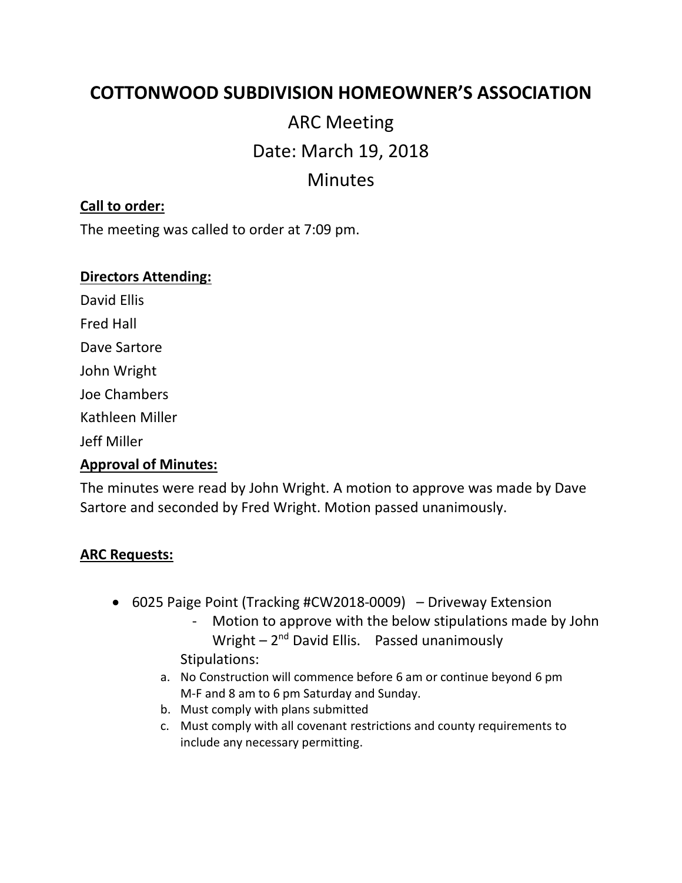# COTTONWOOD SUBDIVISION HOMEOWNER'S ASSOCIATION

## ARC Meeting

## Date: March 19, 2018

## Minutes

**Call to order:**

The meeting was called to order at 7:09 pm.

**Directors Attending:**

David Ellis

Fred Hall

Dave Sartore

John Wright

Joe Chambers

Kathleen Miller

Jeff Miller

**Approval of Minutes:**

The minutes were read by John Wright. A motion to approve was made by Dave Sartore and seconded by Fred Wright. Motion passed unanimously.

**ARC Requests:**

- 6025 Paige Point (Tracking #CW2018-0009) – Driveway Extension
  - Motion to approve with the below stipulations made by John Wright – 2nd David Ellis. Passed unanimously

  Stipulations:

  a. No Construction will commence before 6 am or continue beyond 6 pm M-F and 8 am to 6 pm Saturday and Sunday.
  b. Must comply with plans submitted
  c. Must comply with all covenant restrictions and county requirements to include any necessary permitting.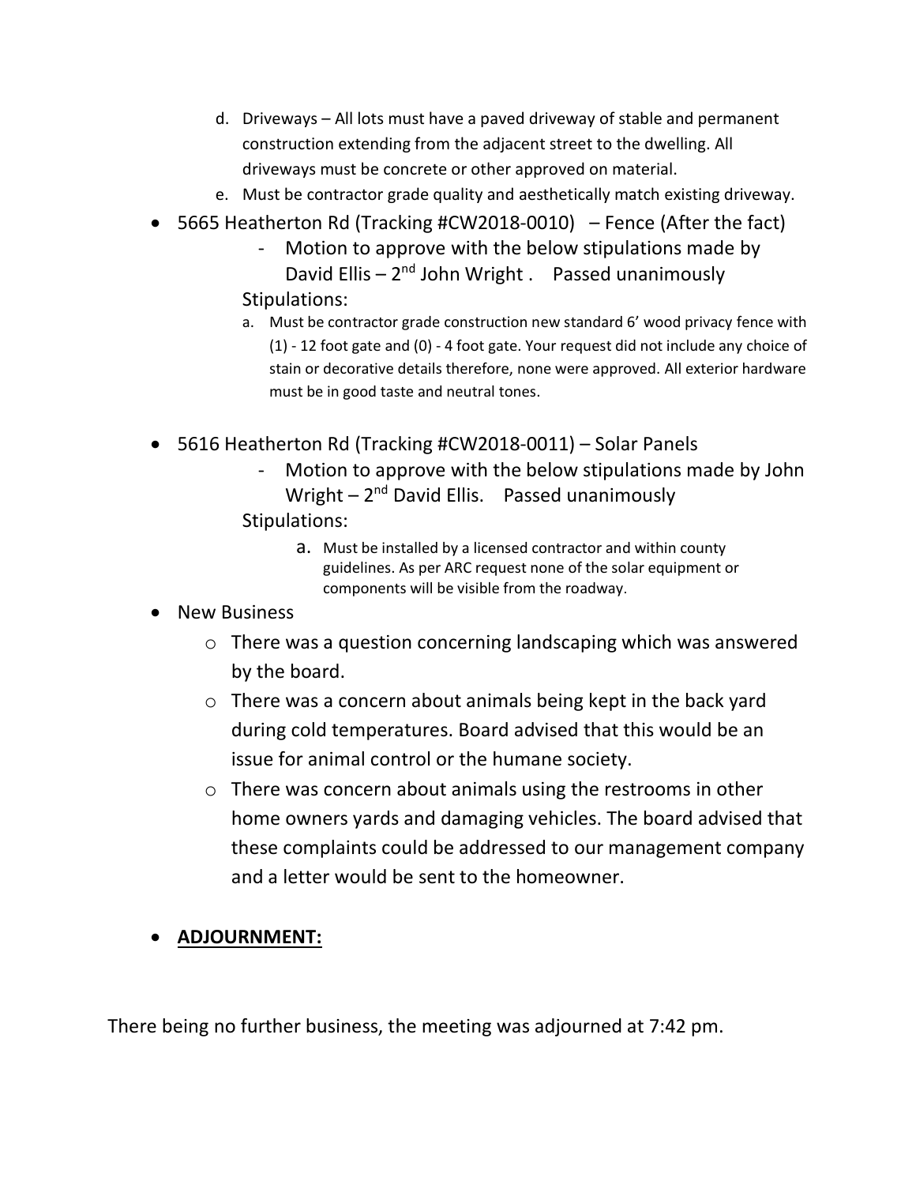d. Driveways – All lots must have a paved driveway of stable and permanent construction extending from the adjacent street to the dwelling. All driveways must be concrete or other approved on material.
e. Must be contractor grade quality and aesthetically match existing driveway.

- 5665 Heatherton Rd (Tracking #CW2018-0010) – Fence (After the fact)
  - Motion to approve with the below stipulations made by David Ellis – 2nd John Wright . Passed unanimously

  Stipulations:

  a. Must be contractor grade construction new standard 6' wood privacy fence with (1) - 12 foot gate and (0) - 4 foot gate. Your request did not include any choice of stain or decorative details therefore, none were approved. All exterior hardware must be in good taste and neutral tones.

- 5616 Heatherton Rd (Tracking #CW2018-0011) – Solar Panels
  - Motion to approve with the below stipulations made by John Wright – 2nd David Ellis. Passed unanimously

  Stipulations:

  a. Must be installed by a licensed contractor and within county guidelines. As per ARC request none of the solar equipment or components will be visible from the roadway.

- New Business
  - There was a question concerning landscaping which was answered by the board.
  - There was a concern about animals being kept in the back yard during cold temperatures. Board advised that this would be an issue for animal control or the humane society.
  - There was concern about animals using the restrooms in other home owners yards and damaging vehicles. The board advised that these complaints could be addressed to our management company and a letter would be sent to the homeowner.

- **ADJOURNMENT:**

There being no further business, the meeting was adjourned at 7:42 pm.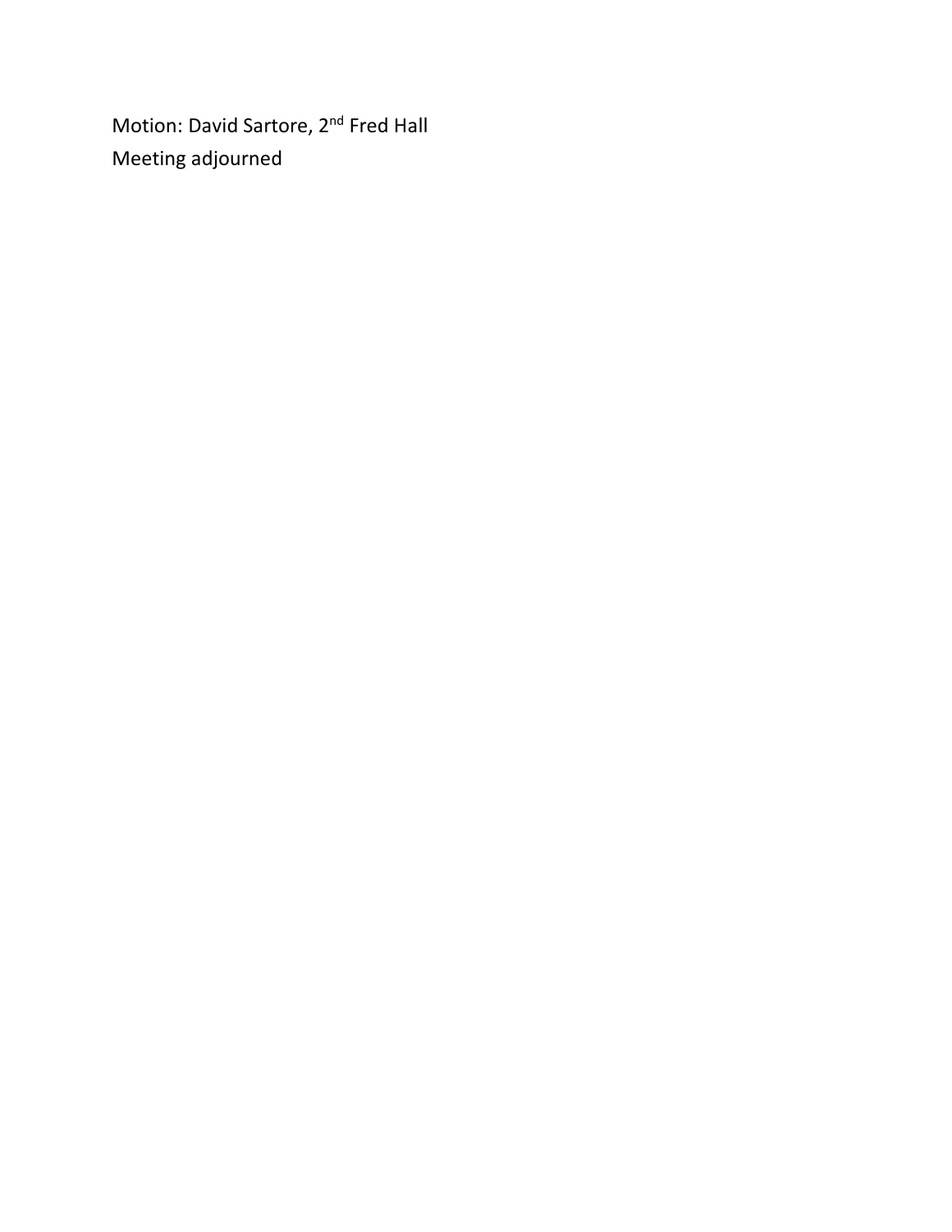Motion: David Sartore, 2nd Fred Hall
Meeting adjourned